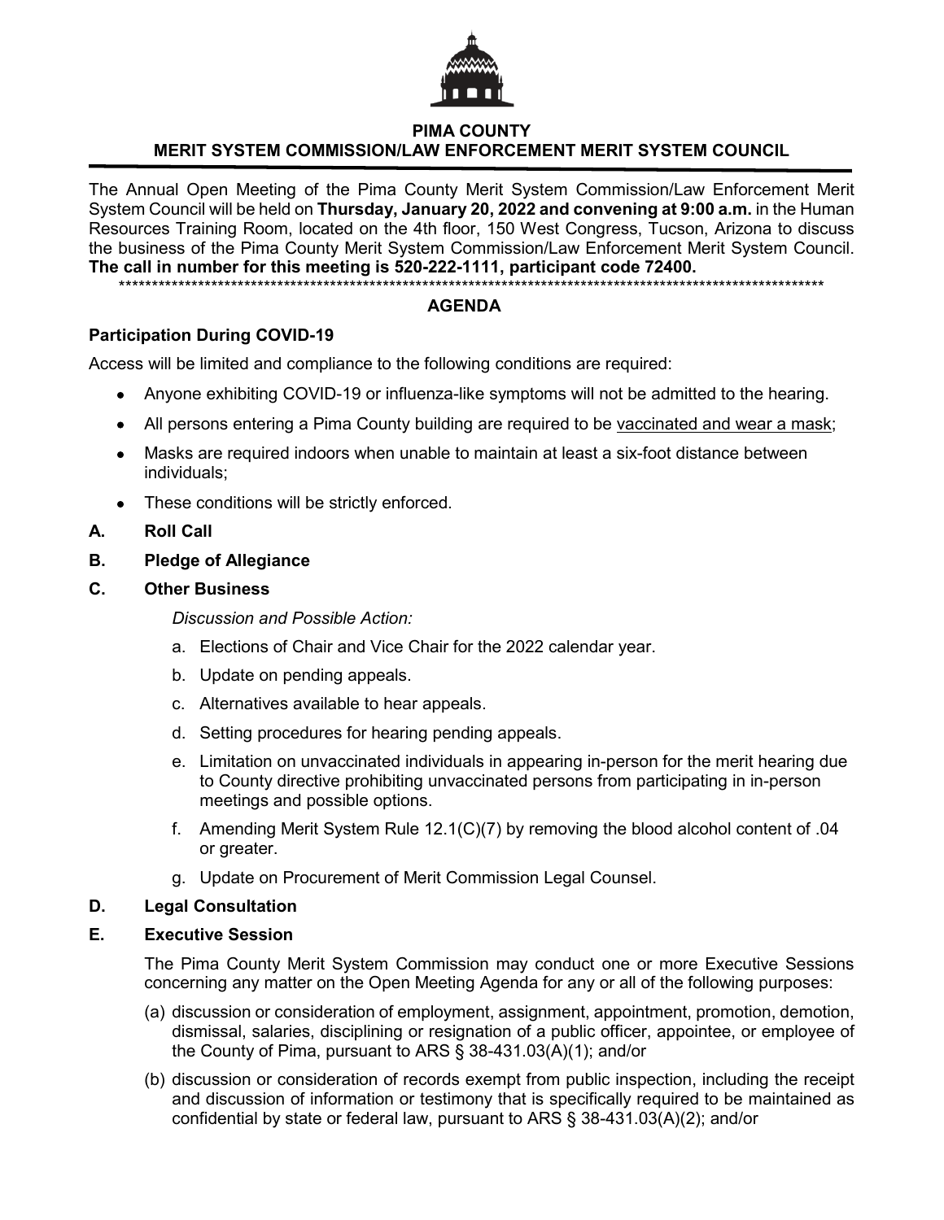# PIMA COUNTY
## MERIT SYSTEM COMMISSION/LAW ENFORCEMENT MERIT SYSTEM COUNCIL

The Annual Open Meeting of the Pima County Merit System Commission/Law Enforcement Merit System Council will be held on **Thursday, January 20, 2022 and convening at 9:00 a.m.** in the Human Resources Training Room, located on the 4th floor, 150 West Congress, Tucson, Arizona to discuss the business of the Pima County Merit System Commission/Law Enforcement Merit System Council. **The call in number for this meeting is 520-222-1111, participant code 72400.**

**************************************************************************************************************

## AGENDA

### Participation During COVID-19

Access will be limited and compliance to the following conditions are required:

- Anyone exhibiting COVID-19 or influenza-like symptoms will not be admitted to the hearing.
- All persons entering a Pima County building are required to be vaccinated and wear a mask;
- Masks are required indoors when unable to maintain at least a six-foot distance between individuals;
- These conditions will be strictly enforced.

**A. Roll Call**

**B. Pledge of Allegiance**

**C. Other Business**

*Discussion and Possible Action:*

a. Elections of Chair and Vice Chair for the 2022 calendar year.

b. Update on pending appeals.

c. Alternatives available to hear appeals.

d. Setting procedures for hearing pending appeals.

e. Limitation on unvaccinated individuals in appearing in-person for the merit hearing due to County directive prohibiting unvaccinated persons from participating in in-person meetings and possible options.

f. Amending Merit System Rule 12.1(C)(7) by removing the blood alcohol content of .04 or greater.

g. Update on Procurement of Merit Commission Legal Counsel.

**D. Legal Consultation**

**E. Executive Session**

The Pima County Merit System Commission may conduct one or more Executive Sessions concerning any matter on the Open Meeting Agenda for any or all of the following purposes:

(a) discussion or consideration of employment, assignment, appointment, promotion, demotion, dismissal, salaries, disciplining or resignation of a public officer, appointee, or employee of the County of Pima, pursuant to ARS § 38-431.03(A)(1); and/or

(b) discussion or consideration of records exempt from public inspection, including the receipt and discussion of information or testimony that is specifically required to be maintained as confidential by state or federal law, pursuant to ARS § 38-431.03(A)(2); and/or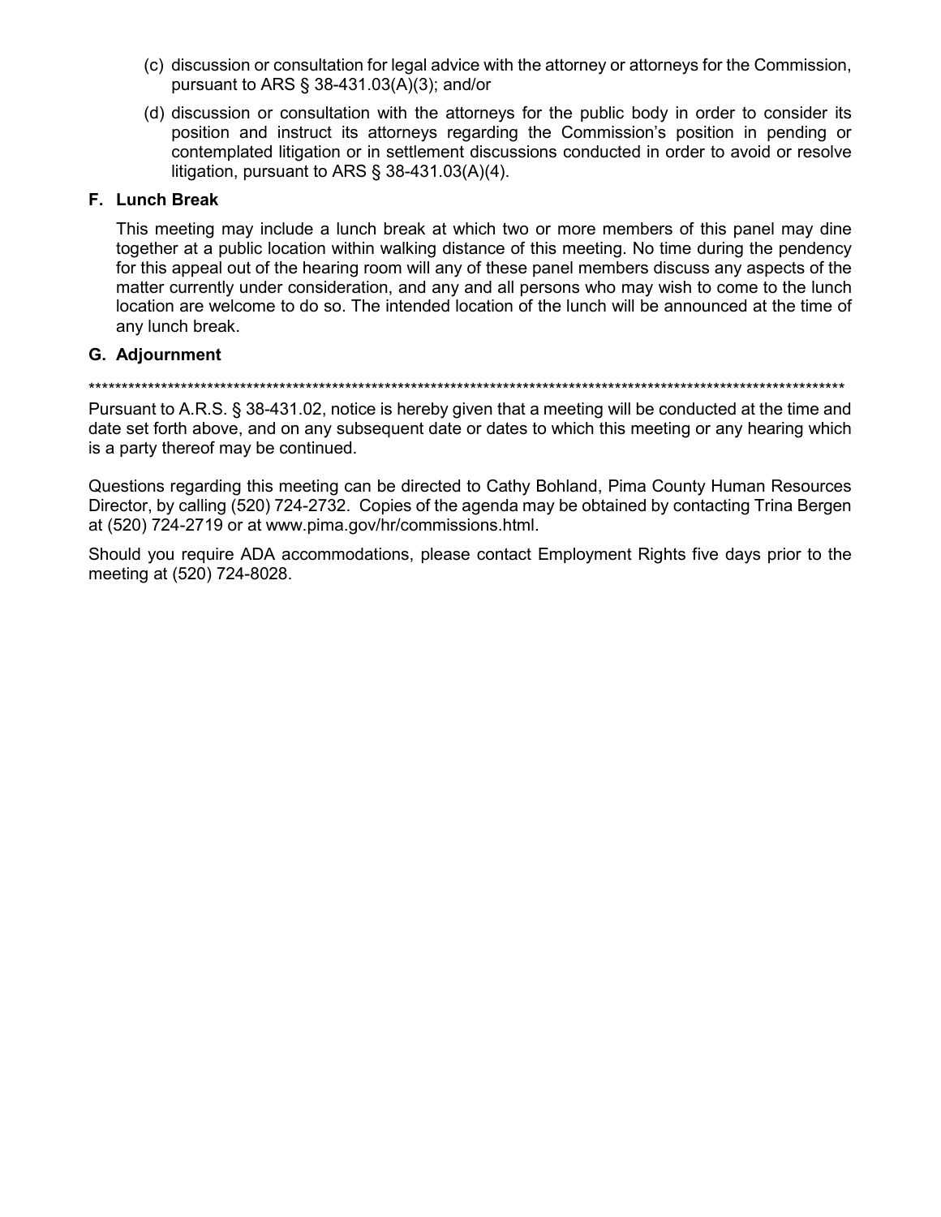(c) discussion or consultation for legal advice with the attorney or attorneys for the Commission, pursuant to ARS § 38-431.03(A)(3); and/or

(d) discussion or consultation with the attorneys for the public body in order to consider its position and instruct its attorneys regarding the Commission's position in pending or contemplated litigation or in settlement discussions conducted in order to avoid or resolve litigation, pursuant to ARS § 38-431.03(A)(4).

**F. Lunch Break**

This meeting may include a lunch break at which two or more members of this panel may dine together at a public location within walking distance of this meeting. No time during the pendency for this appeal out of the hearing room will any of these panel members discuss any aspects of the matter currently under consideration, and any and all persons who may wish to come to the lunch location are welcome to do so. The intended location of the lunch will be announced at the time of any lunch break.

**G. Adjournment**

*******************************************************************************************************************

Pursuant to A.R.S. § 38-431.02, notice is hereby given that a meeting will be conducted at the time and date set forth above, and on any subsequent date or dates to which this meeting or any hearing which is a party thereof may be continued.

Questions regarding this meeting can be directed to Cathy Bohland, Pima County Human Resources Director, by calling (520) 724-2732. Copies of the agenda may be obtained by contacting Trina Bergen at (520) 724-2719 or at www.pima.gov/hr/commissions.html.

Should you require ADA accommodations, please contact Employment Rights five days prior to the meeting at (520) 724-8028.